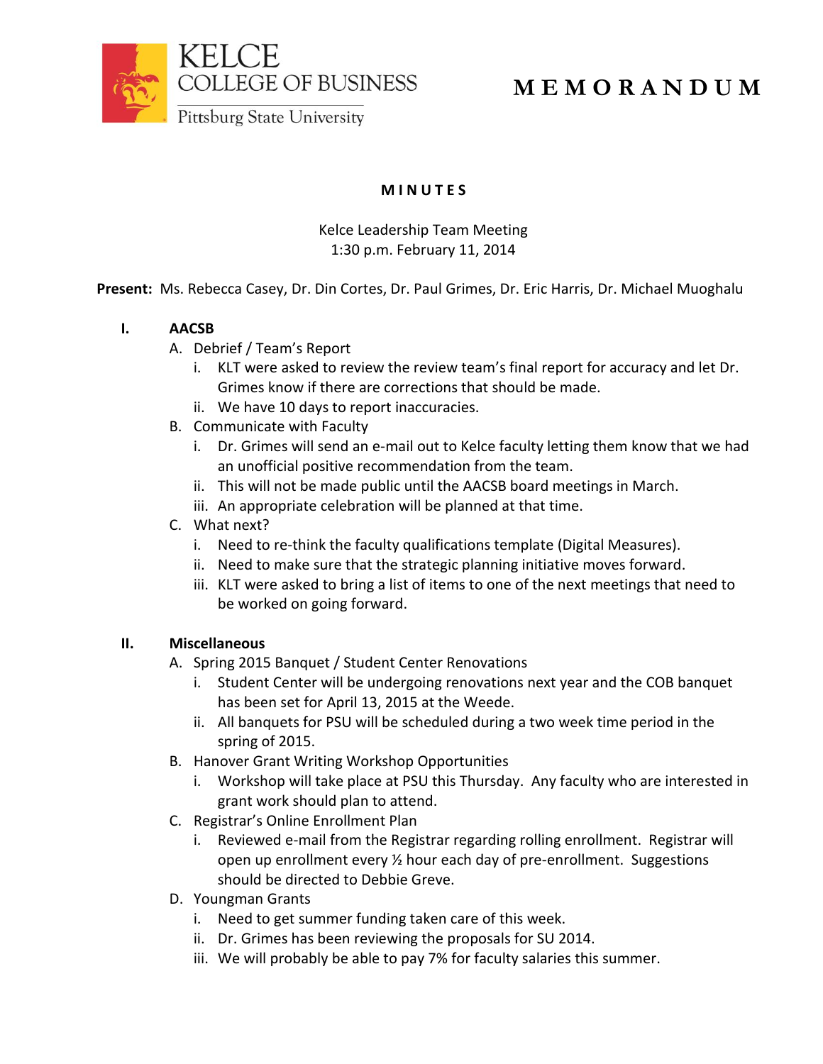KELCE
COLLEGE OF BUSINESS
Pittsburg State University

# MEMORANDUM

## MINUTES

Kelce Leadership Team Meeting
1:30 p.m. February 11, 2014

**Present:** Ms. Rebecca Casey, Dr. Din Cortes, Dr. Paul Grimes, Dr. Eric Harris, Dr. Michael Muoghalu

**I. AACSB**

A. Debrief / Team's Report
   i. KLT were asked to review the review team's final report for accuracy and let Dr. Grimes know if there are corrections that should be made.
   ii. We have 10 days to report inaccuracies.

B. Communicate with Faculty
   i. Dr. Grimes will send an e-mail out to Kelce faculty letting them know that we had an unofficial positive recommendation from the team.
   ii. This will not be made public until the AACSB board meetings in March.
   iii. An appropriate celebration will be planned at that time.

C. What next?
   i. Need to re-think the faculty qualifications template (Digital Measures).
   ii. Need to make sure that the strategic planning initiative moves forward.
   iii. KLT were asked to bring a list of items to one of the next meetings that need to be worked on going forward.

**II. Miscellaneous**

A. Spring 2015 Banquet / Student Center Renovations
   i. Student Center will be undergoing renovations next year and the COB banquet has been set for April 13, 2015 at the Weede.
   ii. All banquets for PSU will be scheduled during a two week time period in the spring of 2015.

B. Hanover Grant Writing Workshop Opportunities
   i. Workshop will take place at PSU this Thursday. Any faculty who are interested in grant work should plan to attend.

C. Registrar's Online Enrollment Plan
   i. Reviewed e-mail from the Registrar regarding rolling enrollment. Registrar will open up enrollment every ½ hour each day of pre-enrollment. Suggestions should be directed to Debbie Greve.

D. Youngman Grants
   i. Need to get summer funding taken care of this week.
   ii. Dr. Grimes has been reviewing the proposals for SU 2014.
   iii. We will probably be able to pay 7% for faculty salaries this summer.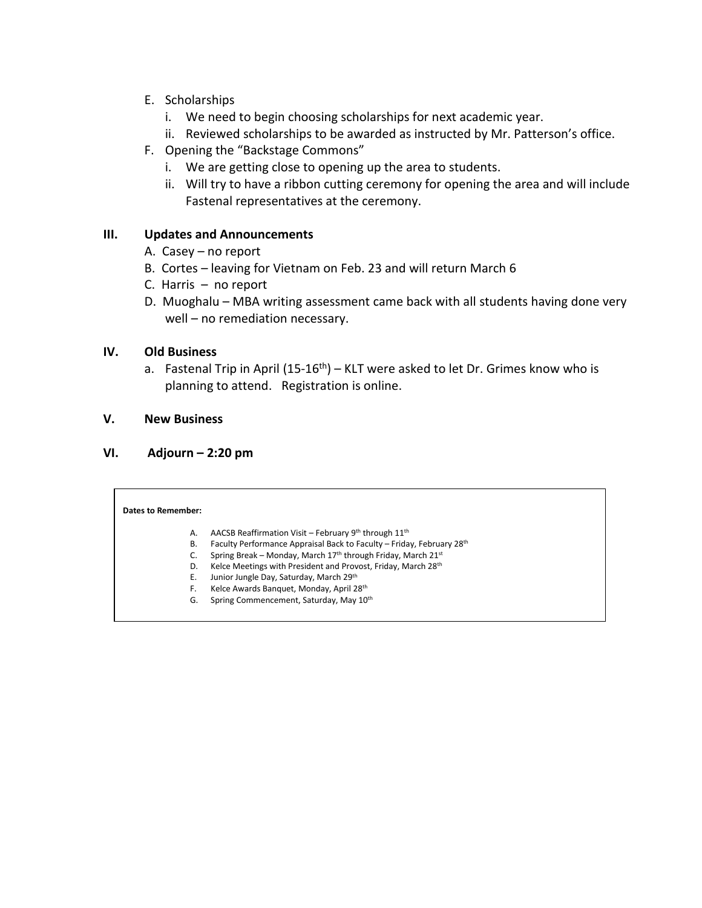E. Scholarships
   i. We need to begin choosing scholarships for next academic year.
   ii. Reviewed scholarships to be awarded as instructed by Mr. Patterson's office.

F. Opening the "Backstage Commons"
   i. We are getting close to opening up the area to students.
   ii. Will try to have a ribbon cutting ceremony for opening the area and will include Fastenal representatives at the ceremony.

## III. Updates and Announcements

A. Casey – no report

B. Cortes – leaving for Vietnam on Feb. 23 and will return March 6

C. Harris – no report

D. Muoghalu – MBA writing assessment came back with all students having done very well – no remediation necessary.

## IV. Old Business

a. Fastenal Trip in April (15-16th) – KLT were asked to let Dr. Grimes know who is planning to attend. Registration is online.

## V. New Business

## VI. Adjourn – 2:20 pm

**Dates to Remember:**

A. AACSB Reaffirmation Visit – February 9th through 11th

B. Faculty Performance Appraisal Back to Faculty – Friday, February 28th

C. Spring Break – Monday, March 17th through Friday, March 21st

D. Kelce Meetings with President and Provost, Friday, March 28th

E. Junior Jungle Day, Saturday, March 29th

F. Kelce Awards Banquet, Monday, April 28th

G. Spring Commencement, Saturday, May 10th